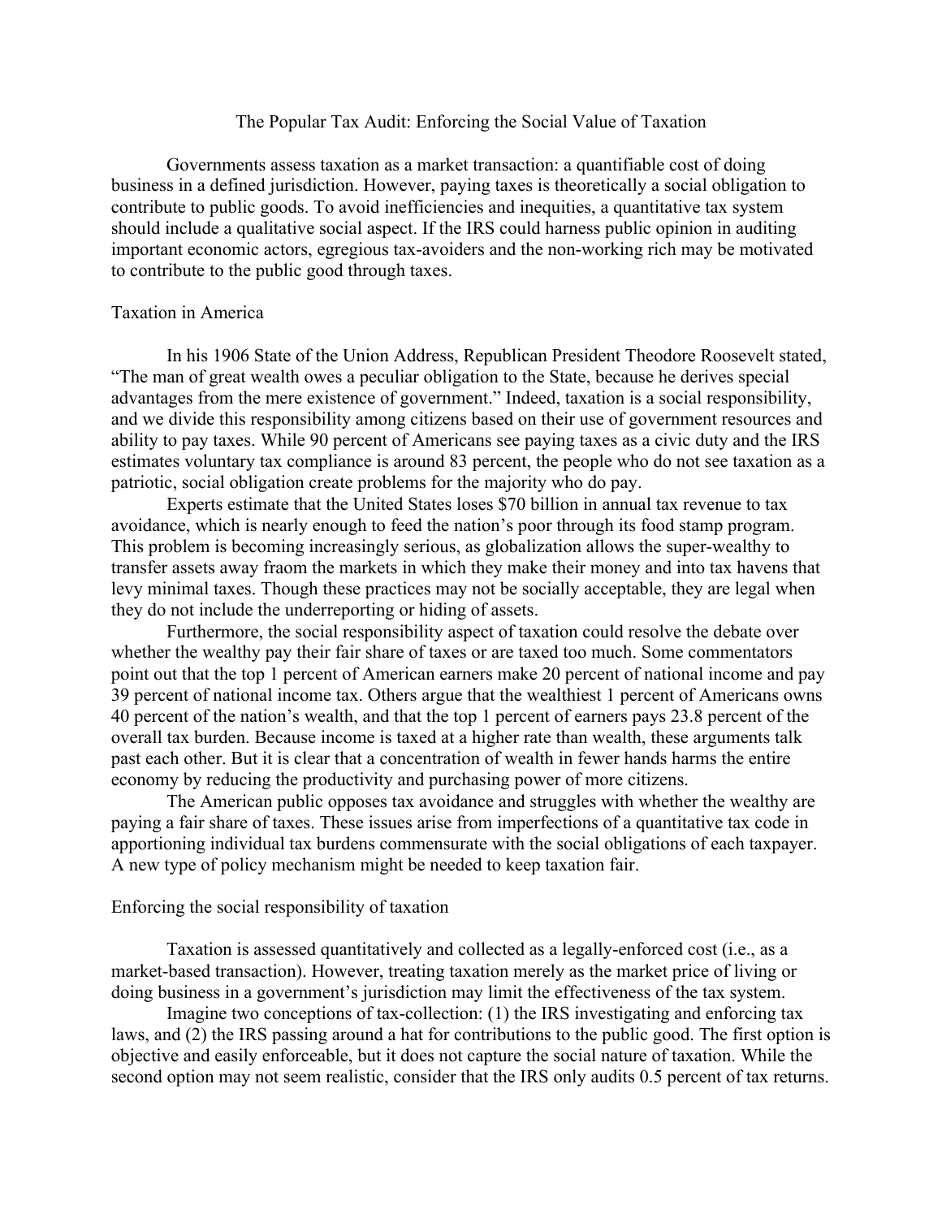# The Popular Tax Audit: Enforcing the Social Value of Taxation

Governments assess taxation as a market transaction: a quantifiable cost of doing business in a defined jurisdiction. However, paying taxes is theoretically a social obligation to contribute to public goods. To avoid inefficiencies and inequities, a quantitative tax system should include a qualitative social aspect. If the IRS could harness public opinion in auditing important economic actors, egregious tax-avoiders and the non-working rich may be motivated to contribute to the public good through taxes.

## Taxation in America

In his 1906 State of the Union Address, Republican President Theodore Roosevelt stated, "The man of great wealth owes a peculiar obligation to the State, because he derives special advantages from the mere existence of government." Indeed, taxation is a social responsibility, and we divide this responsibility among citizens based on their use of government resources and ability to pay taxes. While 90 percent of Americans see paying taxes as a civic duty and the IRS estimates voluntary tax compliance is around 83 percent, the people who do not see taxation as a patriotic, social obligation create problems for the majority who do pay.

Experts estimate that the United States loses $70 billion in annual tax revenue to tax avoidance, which is nearly enough to feed the nation's poor through its food stamp program. This problem is becoming increasingly serious, as globalization allows the super-wealthy to transfer assets away fraom the markets in which they make their money and into tax havens that levy minimal taxes. Though these practices may not be socially acceptable, they are legal when they do not include the underreporting or hiding of assets.

Furthermore, the social responsibility aspect of taxation could resolve the debate over whether the wealthy pay their fair share of taxes or are taxed too much. Some commentators point out that the top 1 percent of American earners make 20 percent of national income and pay 39 percent of national income tax. Others argue that the wealthiest 1 percent of Americans owns 40 percent of the nation's wealth, and that the top 1 percent of earners pays 23.8 percent of the overall tax burden. Because income is taxed at a higher rate than wealth, these arguments talk past each other. But it is clear that a concentration of wealth in fewer hands harms the entire economy by reducing the productivity and purchasing power of more citizens.

The American public opposes tax avoidance and struggles with whether the wealthy are paying a fair share of taxes. These issues arise from imperfections of a quantitative tax code in apportioning individual tax burdens commensurate with the social obligations of each taxpayer. A new type of policy mechanism might be needed to keep taxation fair.

## Enforcing the social responsibility of taxation

Taxation is assessed quantitatively and collected as a legally-enforced cost (i.e., as a market-based transaction). However, treating taxation merely as the market price of living or doing business in a government's jurisdiction may limit the effectiveness of the tax system.

Imagine two conceptions of tax-collection: (1) the IRS investigating and enforcing tax laws, and (2) the IRS passing around a hat for contributions to the public good. The first option is objective and easily enforceable, but it does not capture the social nature of taxation. While the second option may not seem realistic, consider that the IRS only audits 0.5 percent of tax returns.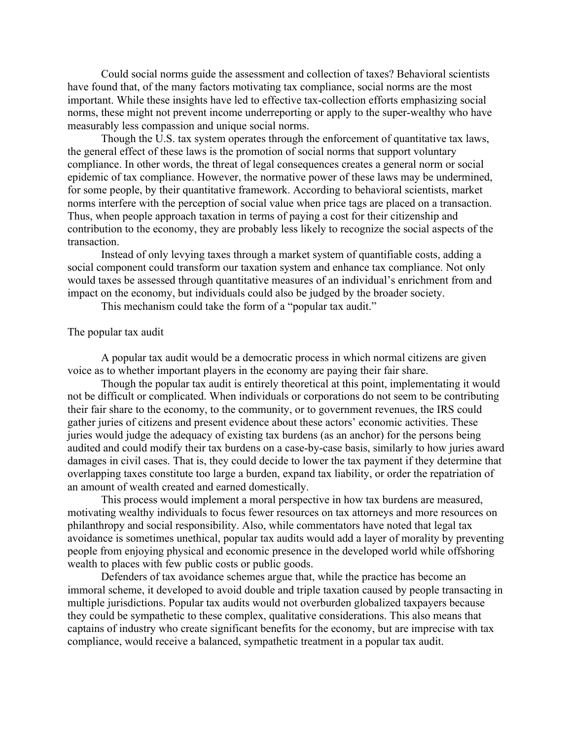Could social norms guide the assessment and collection of taxes? Behavioral scientists have found that, of the many factors motivating tax compliance, social norms are the most important. While these insights have led to effective tax-collection efforts emphasizing social norms, these might not prevent income underreporting or apply to the super-wealthy who have measurably less compassion and unique social norms.

Though the U.S. tax system operates through the enforcement of quantitative tax laws, the general effect of these laws is the promotion of social norms that support voluntary compliance. In other words, the threat of legal consequences creates a general norm or social epidemic of tax compliance. However, the normative power of these laws may be undermined, for some people, by their quantitative framework. According to behavioral scientists, market norms interfere with the perception of social value when price tags are placed on a transaction. Thus, when people approach taxation in terms of paying a cost for their citizenship and contribution to the economy, they are probably less likely to recognize the social aspects of the transaction.

Instead of only levying taxes through a market system of quantifiable costs, adding a social component could transform our taxation system and enhance tax compliance. Not only would taxes be assessed through quantitative measures of an individual's enrichment from and impact on the economy, but individuals could also be judged by the broader society.

This mechanism could take the form of a "popular tax audit."

## The popular tax audit

A popular tax audit would be a democratic process in which normal citizens are given voice as to whether important players in the economy are paying their fair share.

Though the popular tax audit is entirely theoretical at this point, implementating it would not be difficult or complicated. When individuals or corporations do not seem to be contributing their fair share to the economy, to the community, or to government revenues, the IRS could gather juries of citizens and present evidence about these actors' economic activities. These juries would judge the adequacy of existing tax burdens (as an anchor) for the persons being audited and could modify their tax burdens on a case-by-case basis, similarly to how juries award damages in civil cases. That is, they could decide to lower the tax payment if they determine that overlapping taxes constitute too large a burden, expand tax liability, or order the repatriation of an amount of wealth created and earned domestically.

This process would implement a moral perspective in how tax burdens are measured, motivating wealthy individuals to focus fewer resources on tax attorneys and more resources on philanthropy and social responsibility. Also, while commentators have noted that legal tax avoidance is sometimes unethical, popular tax audits would add a layer of morality by preventing people from enjoying physical and economic presence in the developed world while offshoring wealth to places with few public costs or public goods.

Defenders of tax avoidance schemes argue that, while the practice has become an immoral scheme, it developed to avoid double and triple taxation caused by people transacting in multiple jurisdictions. Popular tax audits would not overburden globalized taxpayers because they could be sympathetic to these complex, qualitative considerations. This also means that captains of industry who create significant benefits for the economy, but are imprecise with tax compliance, would receive a balanced, sympathetic treatment in a popular tax audit.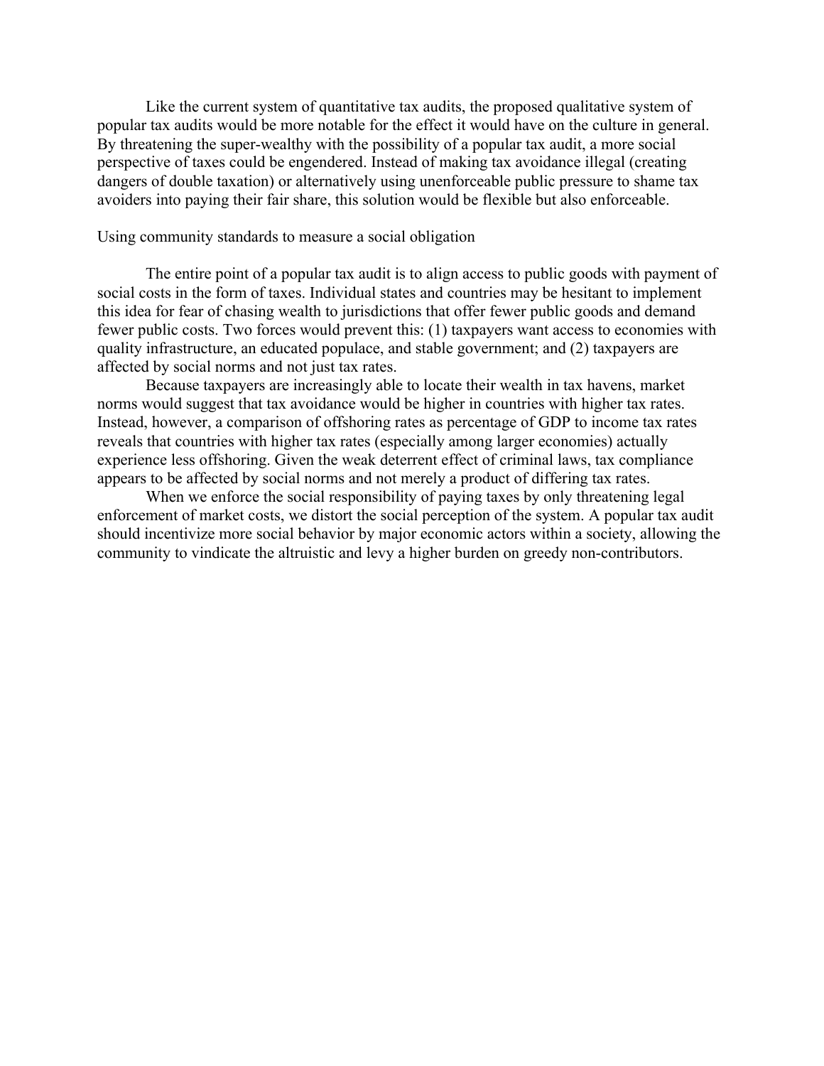Like the current system of quantitative tax audits, the proposed qualitative system of popular tax audits would be more notable for the effect it would have on the culture in general. By threatening the super-wealthy with the possibility of a popular tax audit, a more social perspective of taxes could be engendered. Instead of making tax avoidance illegal (creating dangers of double taxation) or alternatively using unenforceable public pressure to shame tax avoiders into paying their fair share, this solution would be flexible but also enforceable.

## Using community standards to measure a social obligation

The entire point of a popular tax audit is to align access to public goods with payment of social costs in the form of taxes. Individual states and countries may be hesitant to implement this idea for fear of chasing wealth to jurisdictions that offer fewer public goods and demand fewer public costs. Two forces would prevent this: (1) taxpayers want access to economies with quality infrastructure, an educated populace, and stable government; and (2) taxpayers are affected by social norms and not just tax rates.

Because taxpayers are increasingly able to locate their wealth in tax havens, market norms would suggest that tax avoidance would be higher in countries with higher tax rates. Instead, however, a comparison of offshoring rates as percentage of GDP to income tax rates reveals that countries with higher tax rates (especially among larger economies) actually experience less offshoring. Given the weak deterrent effect of criminal laws, tax compliance appears to be affected by social norms and not merely a product of differing tax rates.

When we enforce the social responsibility of paying taxes by only threatening legal enforcement of market costs, we distort the social perception of the system. A popular tax audit should incentivize more social behavior by major economic actors within a society, allowing the community to vindicate the altruistic and levy a higher burden on greedy non-contributors.